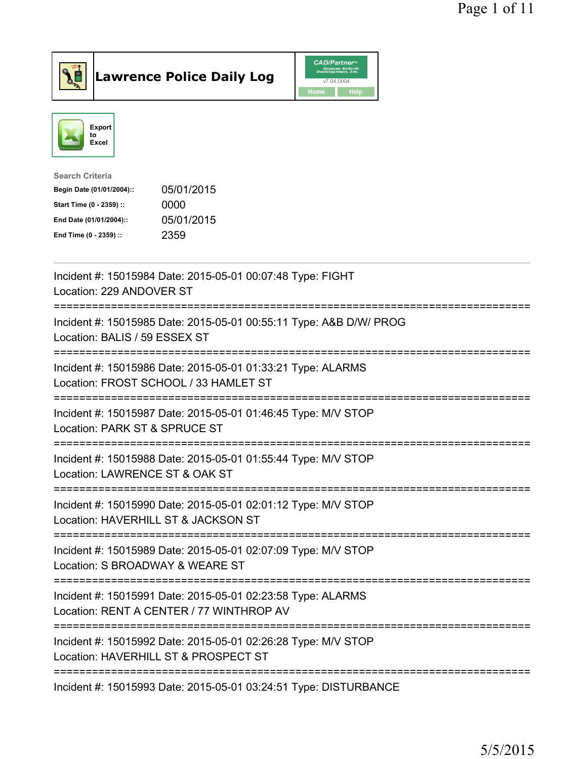# Lawrence Police Daily Log

CAD/Partner v7.04.0004

Home Help

Export to Excel

**Search Criteria**

| | |
|---|---|
| **Begin Date (01/01/2004)::** | 05/01/2015 |
| **Start Time (0 - 2359) ::** | 0000 |
| **End Date (01/01/2004)::** | 05/01/2015 |
| **End Time (0 - 2359) ::** | 2359 |

---

Incident #: 15015984 Date: 2015-05-01 00:07:48 Type: FIGHT
Location: 229 ANDOVER ST

===========================================================================

Incident #: 15015985 Date: 2015-05-01 00:55:11 Type: A&B D/W/ PROG
Location: BALIS / 59 ESSEX ST

===========================================================================

Incident #: 15015986 Date: 2015-05-01 01:33:21 Type: ALARMS
Location: FROST SCHOOL / 33 HAMLET ST

===========================================================================

Incident #: 15015987 Date: 2015-05-01 01:46:45 Type: M/V STOP
Location: PARK ST & SPRUCE ST

===========================================================================

Incident #: 15015988 Date: 2015-05-01 01:55:44 Type: M/V STOP
Location: LAWRENCE ST & OAK ST

===========================================================================

Incident #: 15015990 Date: 2015-05-01 02:01:12 Type: M/V STOP
Location: HAVERHILL ST & JACKSON ST

===========================================================================

Incident #: 15015989 Date: 2015-05-01 02:07:09 Type: M/V STOP
Location: S BROADWAY & WEARE ST

===========================================================================

Incident #: 15015991 Date: 2015-05-01 02:23:58 Type: ALARMS
Location: RENT A CENTER / 77 WINTHROP AV

===========================================================================

Incident #: 15015992 Date: 2015-05-01 02:26:28 Type: M/V STOP
Location: HAVERHILL ST & PROSPECT ST

===========================================================================

Incident #: 15015993 Date: 2015-05-01 03:24:51 Type: DISTURBANCE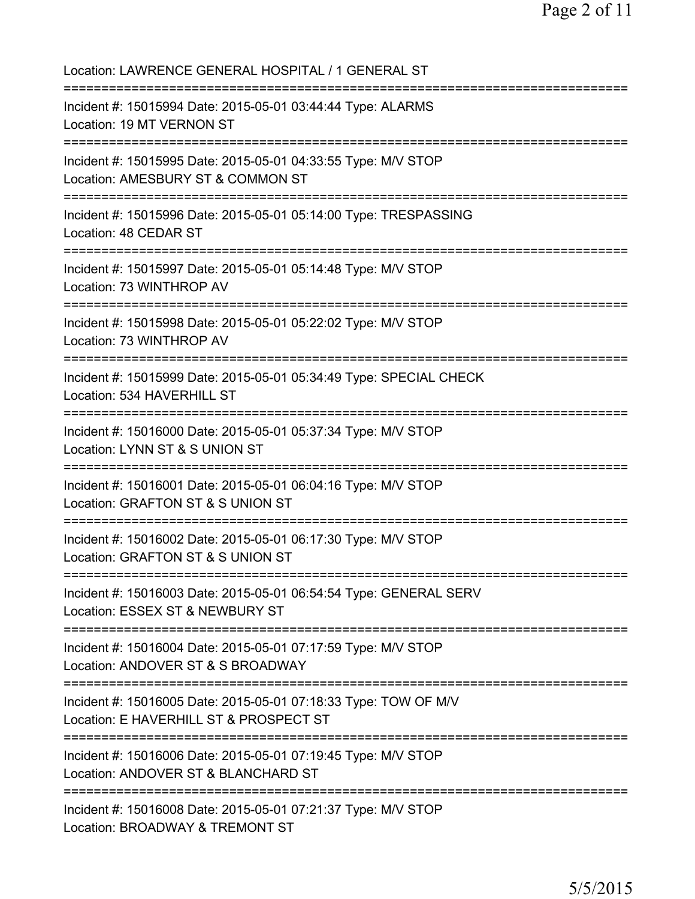Location: LAWRENCE GENERAL HOSPITAL / 1 GENERAL ST

===========================================================================

Incident #: 15015994 Date: 2015-05-01 03:44:44 Type: ALARMS
Location: 19 MT VERNON ST

===========================================================================

Incident #: 15015995 Date: 2015-05-01 04:33:55 Type: M/V STOP
Location: AMESBURY ST & COMMON ST

===========================================================================

Incident #: 15015996 Date: 2015-05-01 05:14:00 Type: TRESPASSING
Location: 48 CEDAR ST

===========================================================================

Incident #: 15015997 Date: 2015-05-01 05:14:48 Type: M/V STOP
Location: 73 WINTHROP AV

===========================================================================

Incident #: 15015998 Date: 2015-05-01 05:22:02 Type: M/V STOP
Location: 73 WINTHROP AV

===========================================================================

Incident #: 15015999 Date: 2015-05-01 05:34:49 Type: SPECIAL CHECK
Location: 534 HAVERHILL ST

===========================================================================

Incident #: 15016000 Date: 2015-05-01 05:37:34 Type: M/V STOP
Location: LYNN ST & S UNION ST

===========================================================================

Incident #: 15016001 Date: 2015-05-01 06:04:16 Type: M/V STOP
Location: GRAFTON ST & S UNION ST

===========================================================================

Incident #: 15016002 Date: 2015-05-01 06:17:30 Type: M/V STOP
Location: GRAFTON ST & S UNION ST

===========================================================================

Incident #: 15016003 Date: 2015-05-01 06:54:54 Type: GENERAL SERV
Location: ESSEX ST & NEWBURY ST

===========================================================================

Incident #: 15016004 Date: 2015-05-01 07:17:59 Type: M/V STOP
Location: ANDOVER ST & S BROADWAY

===========================================================================

Incident #: 15016005 Date: 2015-05-01 07:18:33 Type: TOW OF M/V
Location: E HAVERHILL ST & PROSPECT ST

===========================================================================

Incident #: 15016006 Date: 2015-05-01 07:19:45 Type: M/V STOP
Location: ANDOVER ST & BLANCHARD ST

===========================================================================

Incident #: 15016008 Date: 2015-05-01 07:21:37 Type: M/V STOP
Location: BROADWAY & TREMONT ST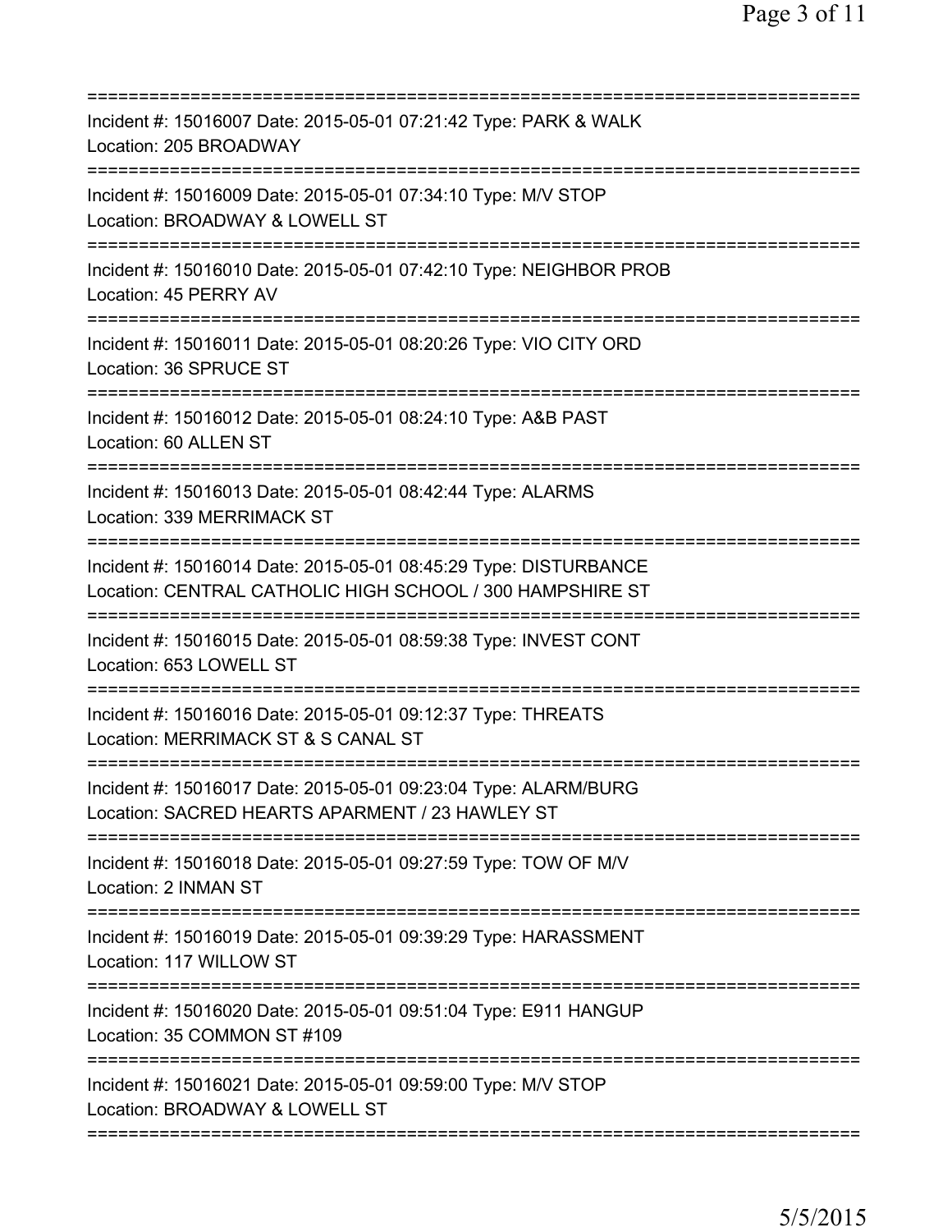===========================================================================

Incident #: 15016007 Date: 2015-05-01 07:21:42 Type: PARK & WALK
Location: 205 BROADWAY

===========================================================================

Incident #: 15016009 Date: 2015-05-01 07:34:10 Type: M/V STOP
Location: BROADWAY & LOWELL ST

===========================================================================

Incident #: 15016010 Date: 2015-05-01 07:42:10 Type: NEIGHBOR PROB
Location: 45 PERRY AV

===========================================================================

Incident #: 15016011 Date: 2015-05-01 08:20:26 Type: VIO CITY ORD
Location: 36 SPRUCE ST

===========================================================================

Incident #: 15016012 Date: 2015-05-01 08:24:10 Type: A&B PAST
Location: 60 ALLEN ST

===========================================================================

Incident #: 15016013 Date: 2015-05-01 08:42:44 Type: ALARMS
Location: 339 MERRIMACK ST

===========================================================================

Incident #: 15016014 Date: 2015-05-01 08:45:29 Type: DISTURBANCE
Location: CENTRAL CATHOLIC HIGH SCHOOL / 300 HAMPSHIRE ST

===========================================================================

Incident #: 15016015 Date: 2015-05-01 08:59:38 Type: INVEST CONT
Location: 653 LOWELL ST

===========================================================================

Incident #: 15016016 Date: 2015-05-01 09:12:37 Type: THREATS
Location: MERRIMACK ST & S CANAL ST

===========================================================================

Incident #: 15016017 Date: 2015-05-01 09:23:04 Type: ALARM/BURG
Location: SACRED HEARTS APARMENT / 23 HAWLEY ST

===========================================================================

Incident #: 15016018 Date: 2015-05-01 09:27:59 Type: TOW OF M/V
Location: 2 INMAN ST

===========================================================================

Incident #: 15016019 Date: 2015-05-01 09:39:29 Type: HARASSMENT
Location: 117 WILLOW ST

===========================================================================

Incident #: 15016020 Date: 2015-05-01 09:51:04 Type: E911 HANGUP
Location: 35 COMMON ST #109

===========================================================================

Incident #: 15016021 Date: 2015-05-01 09:59:00 Type: M/V STOP
Location: BROADWAY & LOWELL ST

===========================================================================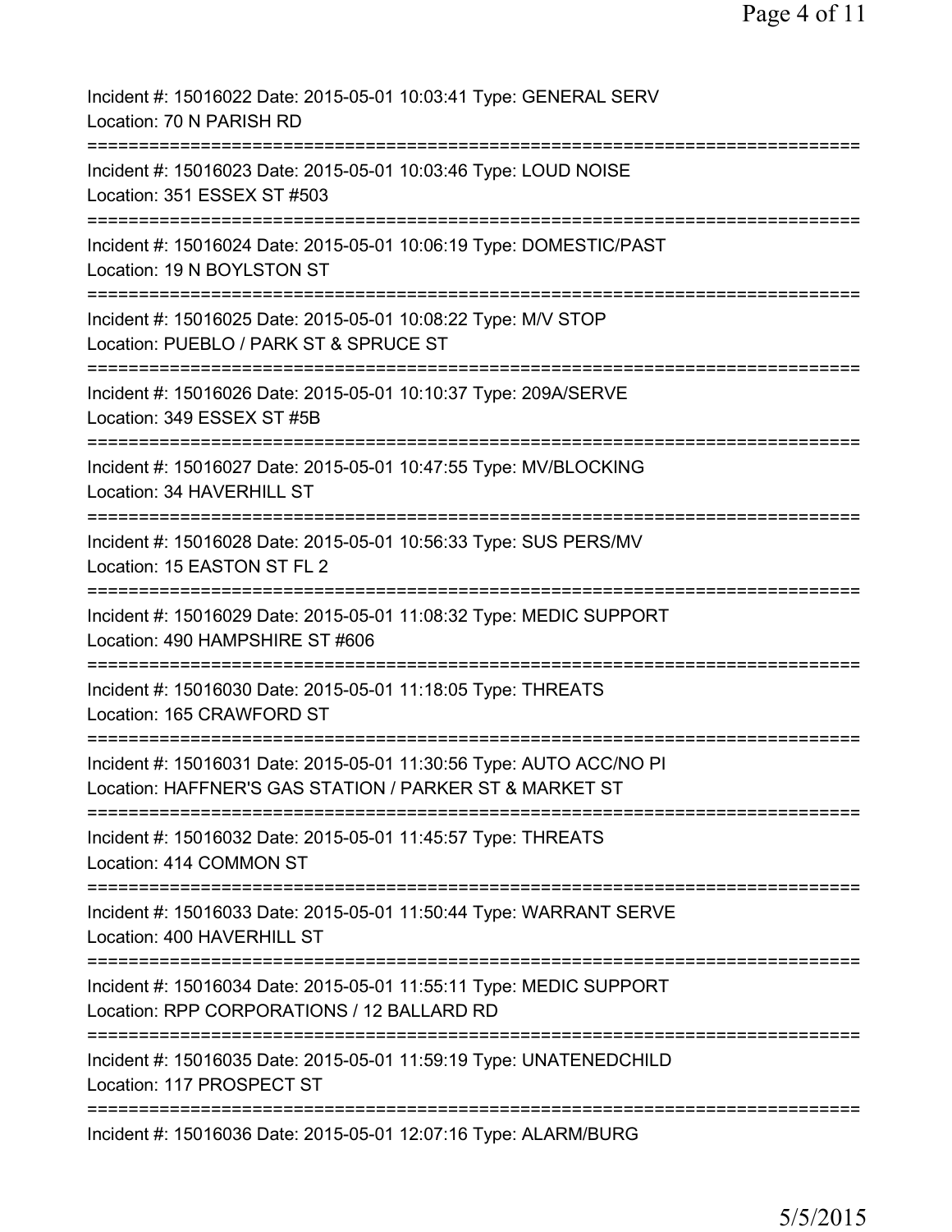Incident #: 15016022 Date: 2015-05-01 10:03:41 Type: GENERAL SERV
Location: 70 N PARISH RD

===========================================================================

Incident #: 15016023 Date: 2015-05-01 10:03:46 Type: LOUD NOISE
Location: 351 ESSEX ST #503

===========================================================================

Incident #: 15016024 Date: 2015-05-01 10:06:19 Type: DOMESTIC/PAST
Location: 19 N BOYLSTON ST

===========================================================================

Incident #: 15016025 Date: 2015-05-01 10:08:22 Type: M/V STOP
Location: PUEBLO / PARK ST & SPRUCE ST

===========================================================================

Incident #: 15016026 Date: 2015-05-01 10:10:37 Type: 209A/SERVE
Location: 349 ESSEX ST #5B

===========================================================================

Incident #: 15016027 Date: 2015-05-01 10:47:55 Type: MV/BLOCKING
Location: 34 HAVERHILL ST

===========================================================================

Incident #: 15016028 Date: 2015-05-01 10:56:33 Type: SUS PERS/MV
Location: 15 EASTON ST FL 2

===========================================================================

Incident #: 15016029 Date: 2015-05-01 11:08:32 Type: MEDIC SUPPORT
Location: 490 HAMPSHIRE ST #606

===========================================================================

Incident #: 15016030 Date: 2015-05-01 11:18:05 Type: THREATS
Location: 165 CRAWFORD ST

===========================================================================

Incident #: 15016031 Date: 2015-05-01 11:30:56 Type: AUTO ACC/NO PI
Location: HAFFNER'S GAS STATION / PARKER ST & MARKET ST

===========================================================================

Incident #: 15016032 Date: 2015-05-01 11:45:57 Type: THREATS
Location: 414 COMMON ST

===========================================================================

Incident #: 15016033 Date: 2015-05-01 11:50:44 Type: WARRANT SERVE
Location: 400 HAVERHILL ST

===========================================================================

Incident #: 15016034 Date: 2015-05-01 11:55:11 Type: MEDIC SUPPORT
Location: RPP CORPORATIONS / 12 BALLARD RD

===========================================================================

Incident #: 15016035 Date: 2015-05-01 11:59:19 Type: UNATENEDCHILD
Location: 117 PROSPECT ST

===========================================================================

Incident #: 15016036 Date: 2015-05-01 12:07:16 Type: ALARM/BURG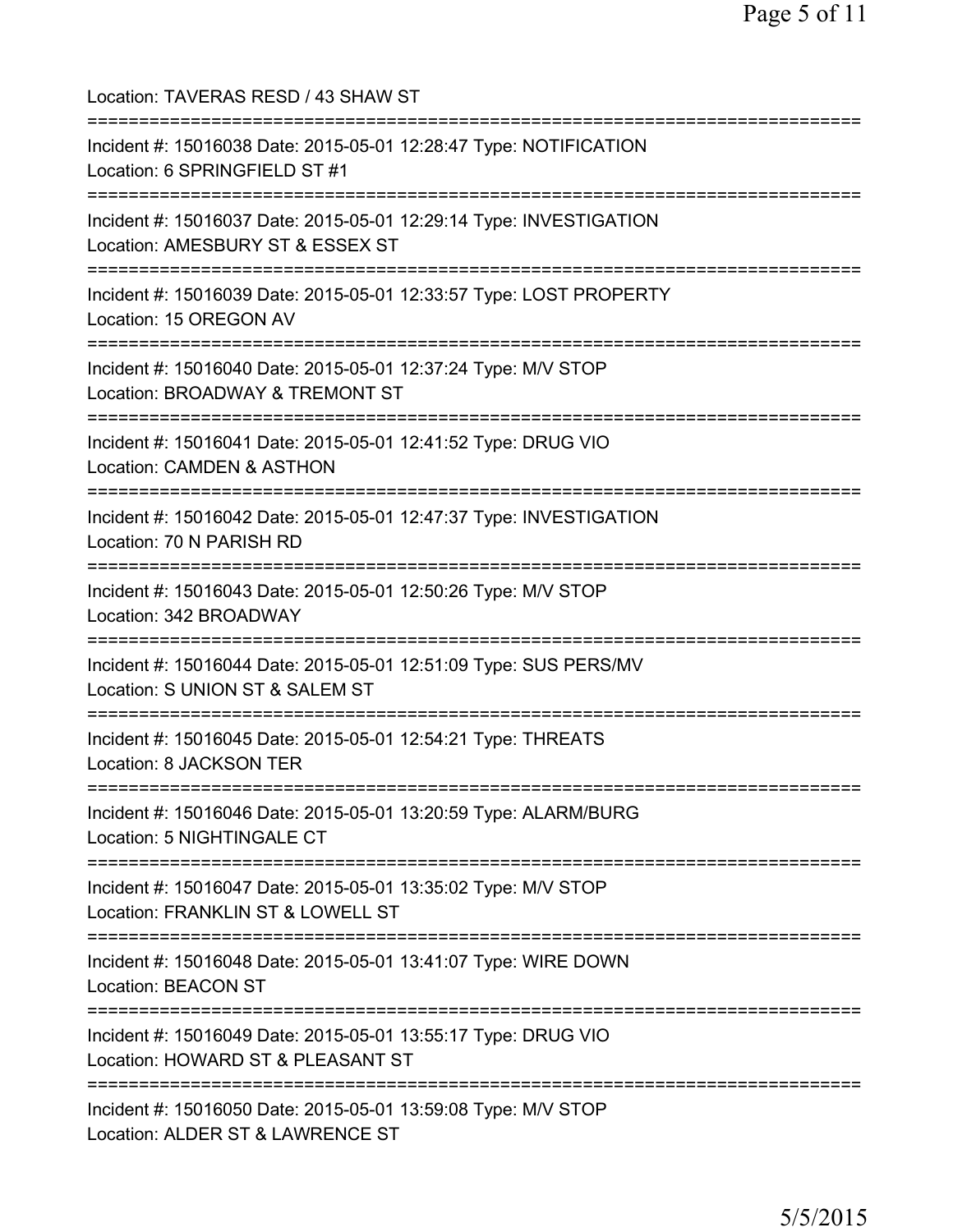Location: TAVERAS RESD / 43 SHAW ST

===========================================================================

Incident #: 15016038 Date: 2015-05-01 12:28:47 Type: NOTIFICATION
Location: 6 SPRINGFIELD ST #1

===========================================================================

Incident #: 15016037 Date: 2015-05-01 12:29:14 Type: INVESTIGATION
Location: AMESBURY ST & ESSEX ST

===========================================================================

Incident #: 15016039 Date: 2015-05-01 12:33:57 Type: LOST PROPERTY
Location: 15 OREGON AV

===========================================================================

Incident #: 15016040 Date: 2015-05-01 12:37:24 Type: M/V STOP
Location: BROADWAY & TREMONT ST

===========================================================================

Incident #: 15016041 Date: 2015-05-01 12:41:52 Type: DRUG VIO
Location: CAMDEN & ASTHON

===========================================================================

Incident #: 15016042 Date: 2015-05-01 12:47:37 Type: INVESTIGATION
Location: 70 N PARISH RD

===========================================================================

Incident #: 15016043 Date: 2015-05-01 12:50:26 Type: M/V STOP
Location: 342 BROADWAY

===========================================================================

Incident #: 15016044 Date: 2015-05-01 12:51:09 Type: SUS PERS/MV
Location: S UNION ST & SALEM ST

===========================================================================

Incident #: 15016045 Date: 2015-05-01 12:54:21 Type: THREATS
Location: 8 JACKSON TER

===========================================================================

Incident #: 15016046 Date: 2015-05-01 13:20:59 Type: ALARM/BURG
Location: 5 NIGHTINGALE CT

===========================================================================

Incident #: 15016047 Date: 2015-05-01 13:35:02 Type: M/V STOP
Location: FRANKLIN ST & LOWELL ST

===========================================================================

Incident #: 15016048 Date: 2015-05-01 13:41:07 Type: WIRE DOWN
Location: BEACON ST

===========================================================================

Incident #: 15016049 Date: 2015-05-01 13:55:17 Type: DRUG VIO
Location: HOWARD ST & PLEASANT ST

===========================================================================

Incident #: 15016050 Date: 2015-05-01 13:59:08 Type: M/V STOP
Location: ALDER ST & LAWRENCE ST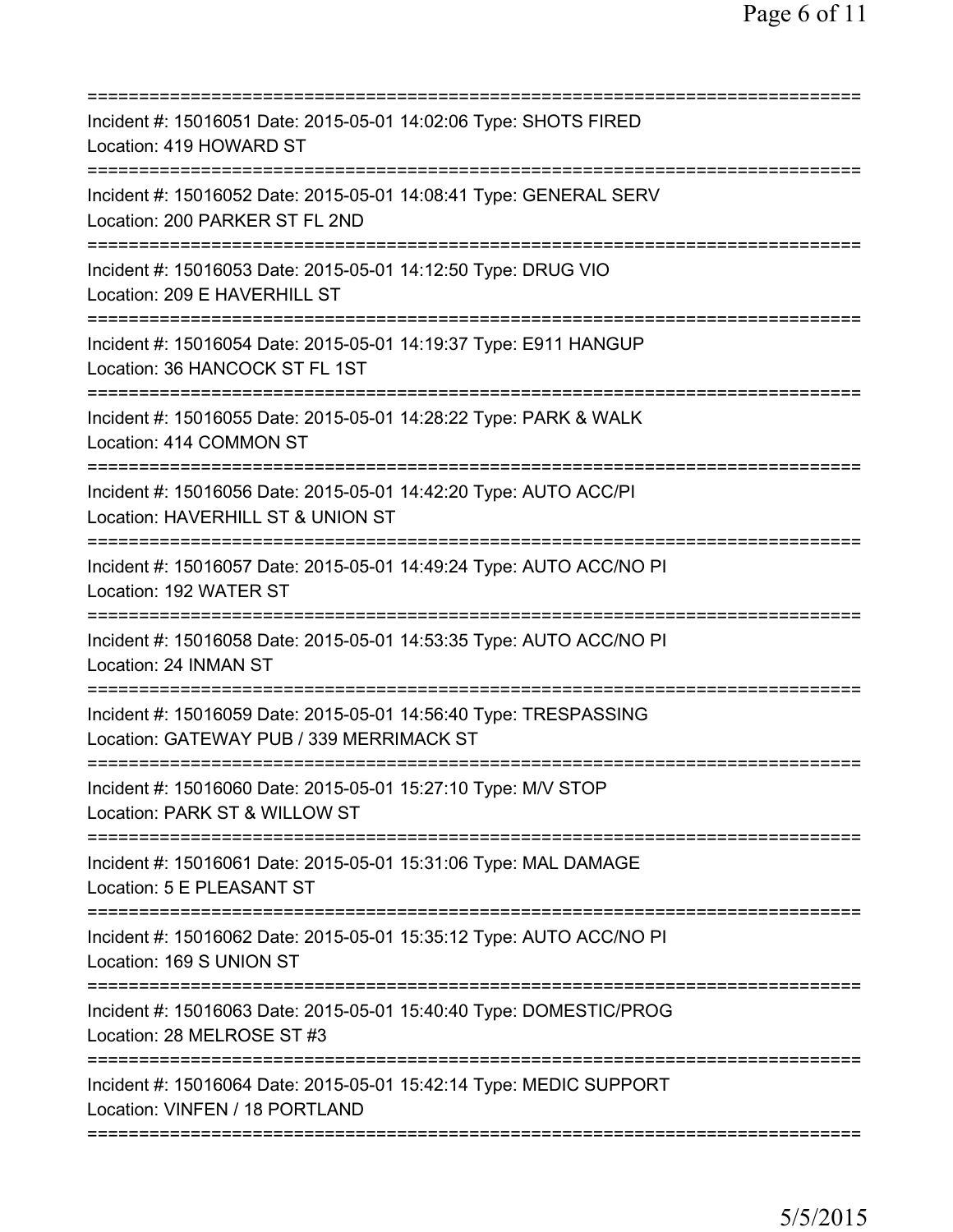Incident #: 15016051 Date: 2015-05-01 14:02:06 Type: SHOTS FIRED
Location: 419 HOWARD ST

Incident #: 15016052 Date: 2015-05-01 14:08:41 Type: GENERAL SERV
Location: 200 PARKER ST FL 2ND

Incident #: 15016053 Date: 2015-05-01 14:12:50 Type: DRUG VIO
Location: 209 E HAVERHILL ST

Incident #: 15016054 Date: 2015-05-01 14:19:37 Type: E911 HANGUP
Location: 36 HANCOCK ST FL 1ST

Incident #: 15016055 Date: 2015-05-01 14:28:22 Type: PARK & WALK
Location: 414 COMMON ST

Incident #: 15016056 Date: 2015-05-01 14:42:20 Type: AUTO ACC/PI
Location: HAVERHILL ST & UNION ST

Incident #: 15016057 Date: 2015-05-01 14:49:24 Type: AUTO ACC/NO PI
Location: 192 WATER ST

Incident #: 15016058 Date: 2015-05-01 14:53:35 Type: AUTO ACC/NO PI
Location: 24 INMAN ST

Incident #: 15016059 Date: 2015-05-01 14:56:40 Type: TRESPASSING
Location: GATEWAY PUB / 339 MERRIMACK ST

Incident #: 15016060 Date: 2015-05-01 15:27:10 Type: M/V STOP
Location: PARK ST & WILLOW ST

Incident #: 15016061 Date: 2015-05-01 15:31:06 Type: MAL DAMAGE
Location: 5 E PLEASANT ST

Incident #: 15016062 Date: 2015-05-01 15:35:12 Type: AUTO ACC/NO PI
Location: 169 S UNION ST

Incident #: 15016063 Date: 2015-05-01 15:40:40 Type: DOMESTIC/PROG
Location: 28 MELROSE ST #3

Incident #: 15016064 Date: 2015-05-01 15:42:14 Type: MEDIC SUPPORT
Location: VINFEN / 18 PORTLAND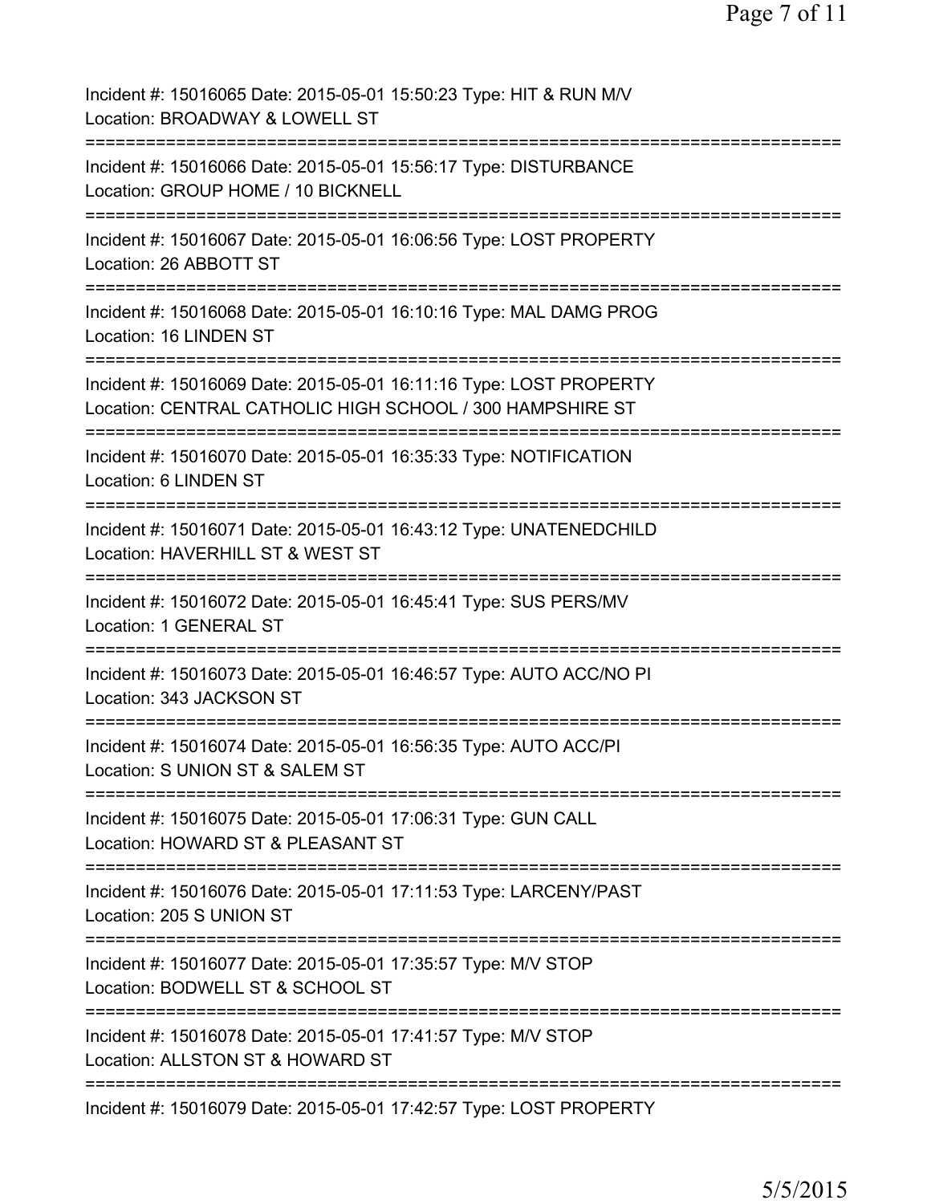Incident #: 15016065 Date: 2015-05-01 15:50:23 Type: HIT & RUN M/V
Location: BROADWAY & LOWELL ST

===========================================================================

Incident #: 15016066 Date: 2015-05-01 15:56:17 Type: DISTURBANCE
Location: GROUP HOME / 10 BICKNELL

===========================================================================

Incident #: 15016067 Date: 2015-05-01 16:06:56 Type: LOST PROPERTY
Location: 26 ABBOTT ST

===========================================================================

Incident #: 15016068 Date: 2015-05-01 16:10:16 Type: MAL DAMG PROG
Location: 16 LINDEN ST

===========================================================================

Incident #: 15016069 Date: 2015-05-01 16:11:16 Type: LOST PROPERTY
Location: CENTRAL CATHOLIC HIGH SCHOOL / 300 HAMPSHIRE ST

===========================================================================

Incident #: 15016070 Date: 2015-05-01 16:35:33 Type: NOTIFICATION
Location: 6 LINDEN ST

===========================================================================

Incident #: 15016071 Date: 2015-05-01 16:43:12 Type: UNATENEDCHILD
Location: HAVERHILL ST & WEST ST

===========================================================================

Incident #: 15016072 Date: 2015-05-01 16:45:41 Type: SUS PERS/MV
Location: 1 GENERAL ST

===========================================================================

Incident #: 15016073 Date: 2015-05-01 16:46:57 Type: AUTO ACC/NO PI
Location: 343 JACKSON ST

===========================================================================

Incident #: 15016074 Date: 2015-05-01 16:56:35 Type: AUTO ACC/PI
Location: S UNION ST & SALEM ST

===========================================================================

Incident #: 15016075 Date: 2015-05-01 17:06:31 Type: GUN CALL
Location: HOWARD ST & PLEASANT ST

===========================================================================

Incident #: 15016076 Date: 2015-05-01 17:11:53 Type: LARCENY/PAST
Location: 205 S UNION ST

===========================================================================

Incident #: 15016077 Date: 2015-05-01 17:35:57 Type: M/V STOP
Location: BODWELL ST & SCHOOL ST

===========================================================================

Incident #: 15016078 Date: 2015-05-01 17:41:57 Type: M/V STOP
Location: ALLSTON ST & HOWARD ST

===========================================================================

Incident #: 15016079 Date: 2015-05-01 17:42:57 Type: LOST PROPERTY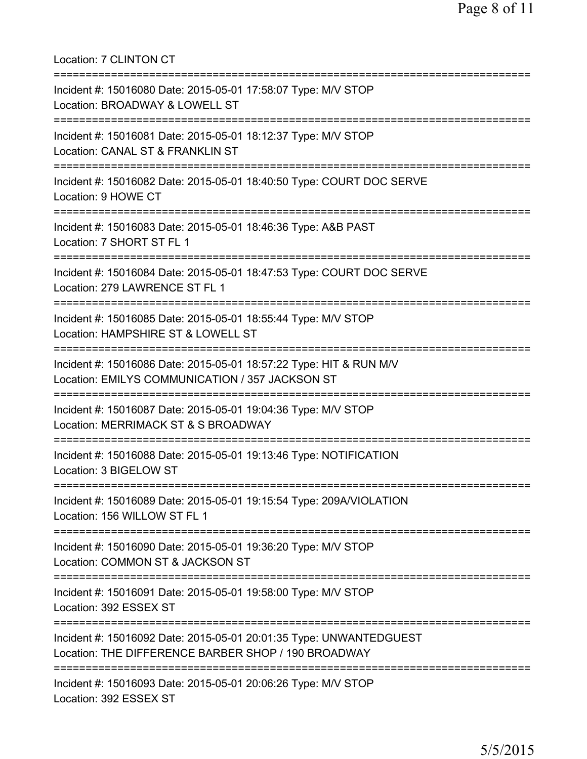Location: 7 CLINTON CT

===========================================================================

Incident #: 15016080 Date: 2015-05-01 17:58:07 Type: M/V STOP
Location: BROADWAY & LOWELL ST

===========================================================================

Incident #: 15016081 Date: 2015-05-01 18:12:37 Type: M/V STOP
Location: CANAL ST & FRANKLIN ST

===========================================================================

Incident #: 15016082 Date: 2015-05-01 18:40:50 Type: COURT DOC SERVE
Location: 9 HOWE CT

===========================================================================

Incident #: 15016083 Date: 2015-05-01 18:46:36 Type: A&B PAST
Location: 7 SHORT ST FL 1

===========================================================================

Incident #: 15016084 Date: 2015-05-01 18:47:53 Type: COURT DOC SERVE
Location: 279 LAWRENCE ST FL 1

===========================================================================

Incident #: 15016085 Date: 2015-05-01 18:55:44 Type: M/V STOP
Location: HAMPSHIRE ST & LOWELL ST

===========================================================================

Incident #: 15016086 Date: 2015-05-01 18:57:22 Type: HIT & RUN M/V
Location: EMILYS COMMUNICATION / 357 JACKSON ST

===========================================================================

Incident #: 15016087 Date: 2015-05-01 19:04:36 Type: M/V STOP
Location: MERRIMACK ST & S BROADWAY

===========================================================================

Incident #: 15016088 Date: 2015-05-01 19:13:46 Type: NOTIFICATION
Location: 3 BIGELOW ST

===========================================================================

Incident #: 15016089 Date: 2015-05-01 19:15:54 Type: 209A/VIOLATION
Location: 156 WILLOW ST FL 1

===========================================================================

Incident #: 15016090 Date: 2015-05-01 19:36:20 Type: M/V STOP
Location: COMMON ST & JACKSON ST

===========================================================================

Incident #: 15016091 Date: 2015-05-01 19:58:00 Type: M/V STOP
Location: 392 ESSEX ST

===========================================================================

Incident #: 15016092 Date: 2015-05-01 20:01:35 Type: UNWANTEDGUEST
Location: THE DIFFERENCE BARBER SHOP / 190 BROADWAY

===========================================================================

Incident #: 15016093 Date: 2015-05-01 20:06:26 Type: M/V STOP
Location: 392 ESSEX ST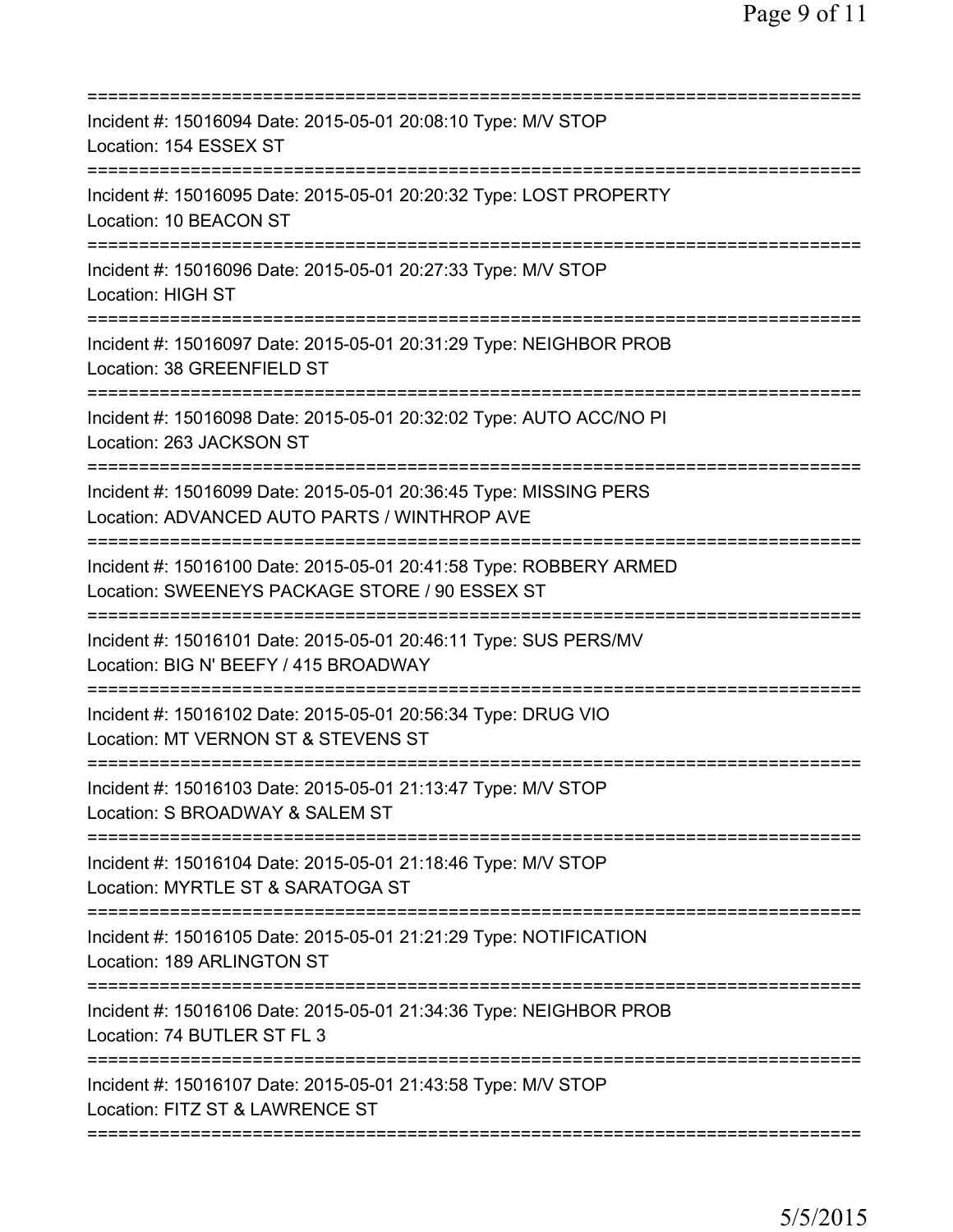===========================================================================
Incident #: 15016094 Date: 2015-05-01 20:08:10 Type: M/V STOP
Location: 154 ESSEX ST
===========================================================================
Incident #: 15016095 Date: 2015-05-01 20:20:32 Type: LOST PROPERTY
Location: 10 BEACON ST
===========================================================================
Incident #: 15016096 Date: 2015-05-01 20:27:33 Type: M/V STOP
Location: HIGH ST
===========================================================================
Incident #: 15016097 Date: 2015-05-01 20:31:29 Type: NEIGHBOR PROB
Location: 38 GREENFIELD ST
===========================================================================
Incident #: 15016098 Date: 2015-05-01 20:32:02 Type: AUTO ACC/NO PI
Location: 263 JACKSON ST
===========================================================================
Incident #: 15016099 Date: 2015-05-01 20:36:45 Type: MISSING PERS
Location: ADVANCED AUTO PARTS / WINTHROP AVE
===========================================================================
Incident #: 15016100 Date: 2015-05-01 20:41:58 Type: ROBBERY ARMED
Location: SWEENEYS PACKAGE STORE / 90 ESSEX ST
===========================================================================
Incident #: 15016101 Date: 2015-05-01 20:46:11 Type: SUS PERS/MV
Location: BIG N' BEEFY / 415 BROADWAY
===========================================================================
Incident #: 15016102 Date: 2015-05-01 20:56:34 Type: DRUG VIO
Location: MT VERNON ST & STEVENS ST
===========================================================================
Incident #: 15016103 Date: 2015-05-01 21:13:47 Type: M/V STOP
Location: S BROADWAY & SALEM ST
===========================================================================
Incident #: 15016104 Date: 2015-05-01 21:18:46 Type: M/V STOP
Location: MYRTLE ST & SARATOGA ST
===========================================================================
Incident #: 15016105 Date: 2015-05-01 21:21:29 Type: NOTIFICATION
Location: 189 ARLINGTON ST
===========================================================================
Incident #: 15016106 Date: 2015-05-01 21:34:36 Type: NEIGHBOR PROB
Location: 74 BUTLER ST FL 3
===========================================================================
Incident #: 15016107 Date: 2015-05-01 21:43:58 Type: M/V STOP
Location: FITZ ST & LAWRENCE ST
===========================================================================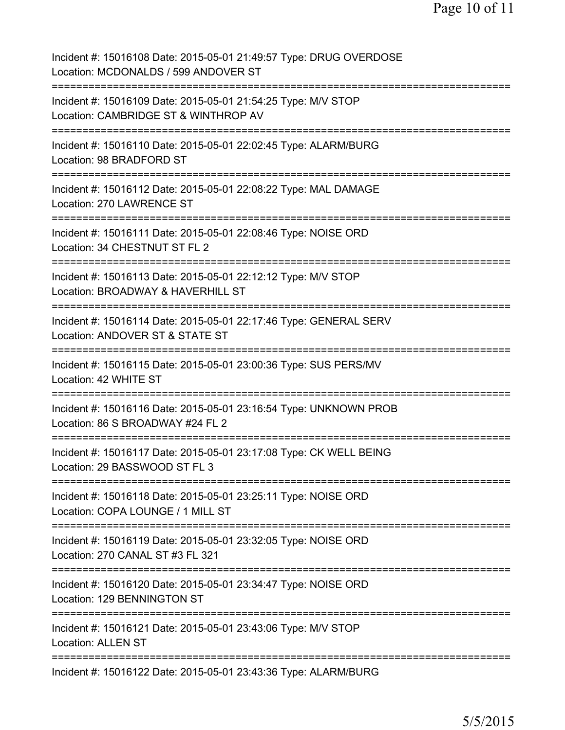Incident #: 15016108 Date: 2015-05-01 21:49:57 Type: DRUG OVERDOSE
Location: MCDONALDS / 599 ANDOVER ST

===========================================================================

Incident #: 15016109 Date: 2015-05-01 21:54:25 Type: M/V STOP
Location: CAMBRIDGE ST & WINTHROP AV

===========================================================================

Incident #: 15016110 Date: 2015-05-01 22:02:45 Type: ALARM/BURG
Location: 98 BRADFORD ST

===========================================================================

Incident #: 15016112 Date: 2015-05-01 22:08:22 Type: MAL DAMAGE
Location: 270 LAWRENCE ST

===========================================================================

Incident #: 15016111 Date: 2015-05-01 22:08:46 Type: NOISE ORD
Location: 34 CHESTNUT ST FL 2

===========================================================================

Incident #: 15016113 Date: 2015-05-01 22:12:12 Type: M/V STOP
Location: BROADWAY & HAVERHILL ST

===========================================================================

Incident #: 15016114 Date: 2015-05-01 22:17:46 Type: GENERAL SERV
Location: ANDOVER ST & STATE ST

===========================================================================

Incident #: 15016115 Date: 2015-05-01 23:00:36 Type: SUS PERS/MV
Location: 42 WHITE ST

===========================================================================

Incident #: 15016116 Date: 2015-05-01 23:16:54 Type: UNKNOWN PROB
Location: 86 S BROADWAY #24 FL 2

===========================================================================

Incident #: 15016117 Date: 2015-05-01 23:17:08 Type: CK WELL BEING
Location: 29 BASSWOOD ST FL 3

===========================================================================

Incident #: 15016118 Date: 2015-05-01 23:25:11 Type: NOISE ORD
Location: COPA LOUNGE / 1 MILL ST

===========================================================================

Incident #: 15016119 Date: 2015-05-01 23:32:05 Type: NOISE ORD
Location: 270 CANAL ST #3 FL 321

===========================================================================

Incident #: 15016120 Date: 2015-05-01 23:34:47 Type: NOISE ORD
Location: 129 BENNINGTON ST

===========================================================================

Incident #: 15016121 Date: 2015-05-01 23:43:06 Type: M/V STOP
Location: ALLEN ST

===========================================================================

Incident #: 15016122 Date: 2015-05-01 23:43:36 Type: ALARM/BURG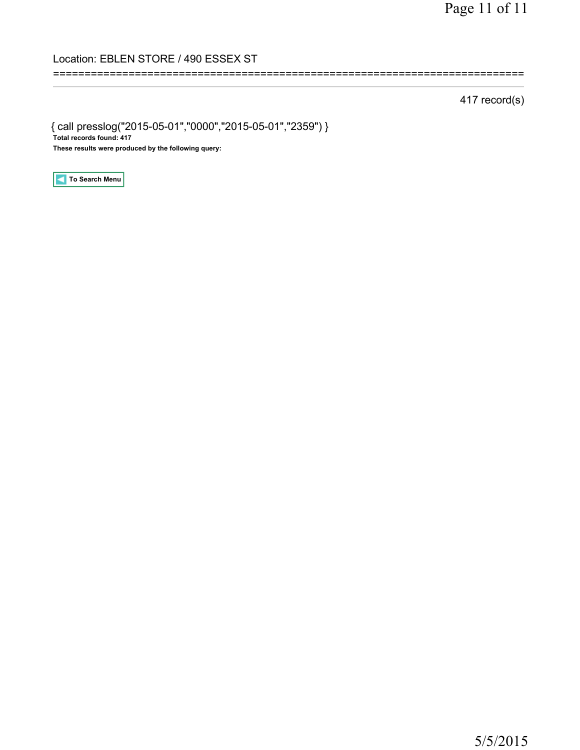Location: EBLEN STORE / 490 ESSEX ST

==========================================================================

417 record(s)

```
{ call presslog("2015-05-01","0000","2015-05-01","2359") }
```

**Total records found: 417**

**These results were produced by the following query:**

**To Search Menu**